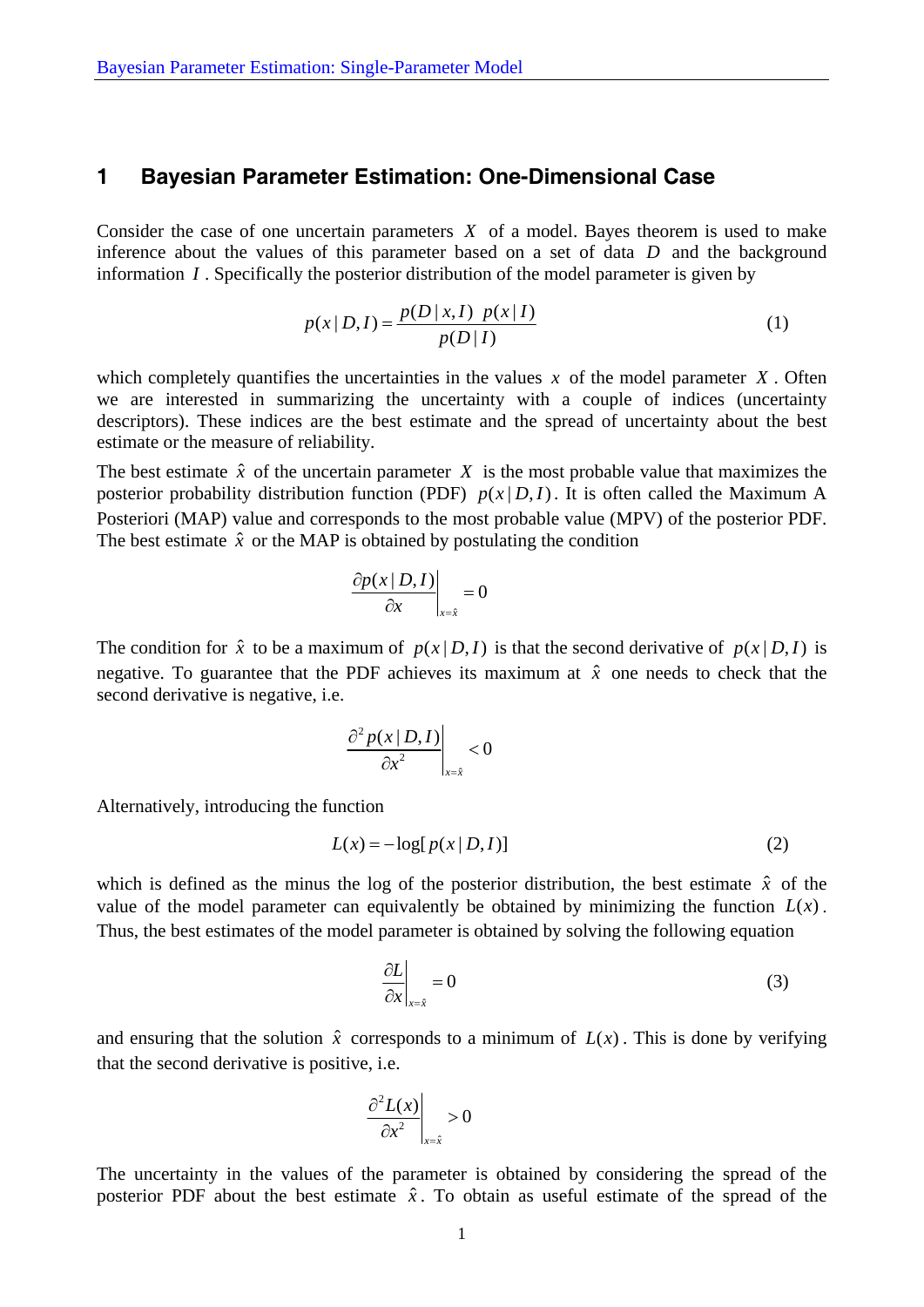# 1 Bayesian Parameter Estimation: One-Dimensional Case

Consider the case of one uncertain parameters $X$ of a model. Bayes theorem is used to make inference about the values of this parameter based on a set of data $D$ and the background information $I$. Specifically the posterior distribution of the model parameter is given by

$$p(x \mid D, I) = \frac{p(D \mid x, I)\ p(x \mid I)}{p(D \mid I)} \tag{1}$$

which completely quantifies the uncertainties in the values $x$ of the model parameter $X$. Often we are interested in summarizing the uncertainty with a couple of indices (uncertainty descriptors). These indices are the best estimate and the spread of uncertainty about the best estimate or the measure of reliability.

The best estimate $\hat{x}$ of the uncertain parameter $X$ is the most probable value that maximizes the posterior probability distribution function (PDF) $p(x \mid D, I)$. It is often called the Maximum A Posteriori (MAP) value and corresponds to the most probable value (MPV) of the posterior PDF. The best estimate $\hat{x}$ or the MAP is obtained by postulating the condition

$$\left. \frac{\partial p(x \mid D, I)}{\partial x} \right|_{x=\hat{x}} = 0$$

The condition for $\hat{x}$ to be a maximum of $p(x \mid D, I)$ is that the second derivative of $p(x \mid D, I)$ is negative. To guarantee that the PDF achieves its maximum at $\hat{x}$ one needs to check that the second derivative is negative, i.e.

$$\left. \frac{\partial^2 p(x \mid D, I)}{\partial x^2} \right|_{x=\hat{x}} < 0$$

Alternatively, introducing the function

$$L(x) = -\log[\, p(x \mid D, I)] \tag{2}$$

which is defined as the minus the log of the posterior distribution, the best estimate $\hat{x}$ of the value of the model parameter can equivalently be obtained by minimizing the function $L(x)$. Thus, the best estimates of the model parameter is obtained by solving the following equation

$$\left. \frac{\partial L}{\partial x} \right|_{x=\hat{x}} = 0 \tag{3}$$

and ensuring that the solution $\hat{x}$ corresponds to a minimum of $L(x)$. This is done by verifying that the second derivative is positive, i.e.

$$\left. \frac{\partial^2 L(x)}{\partial x^2} \right|_{x=\hat{x}} > 0$$

The uncertainty in the values of the parameter is obtained by considering the spread of the posterior PDF about the best estimate $\hat{x}$. To obtain as useful estimate of the spread of the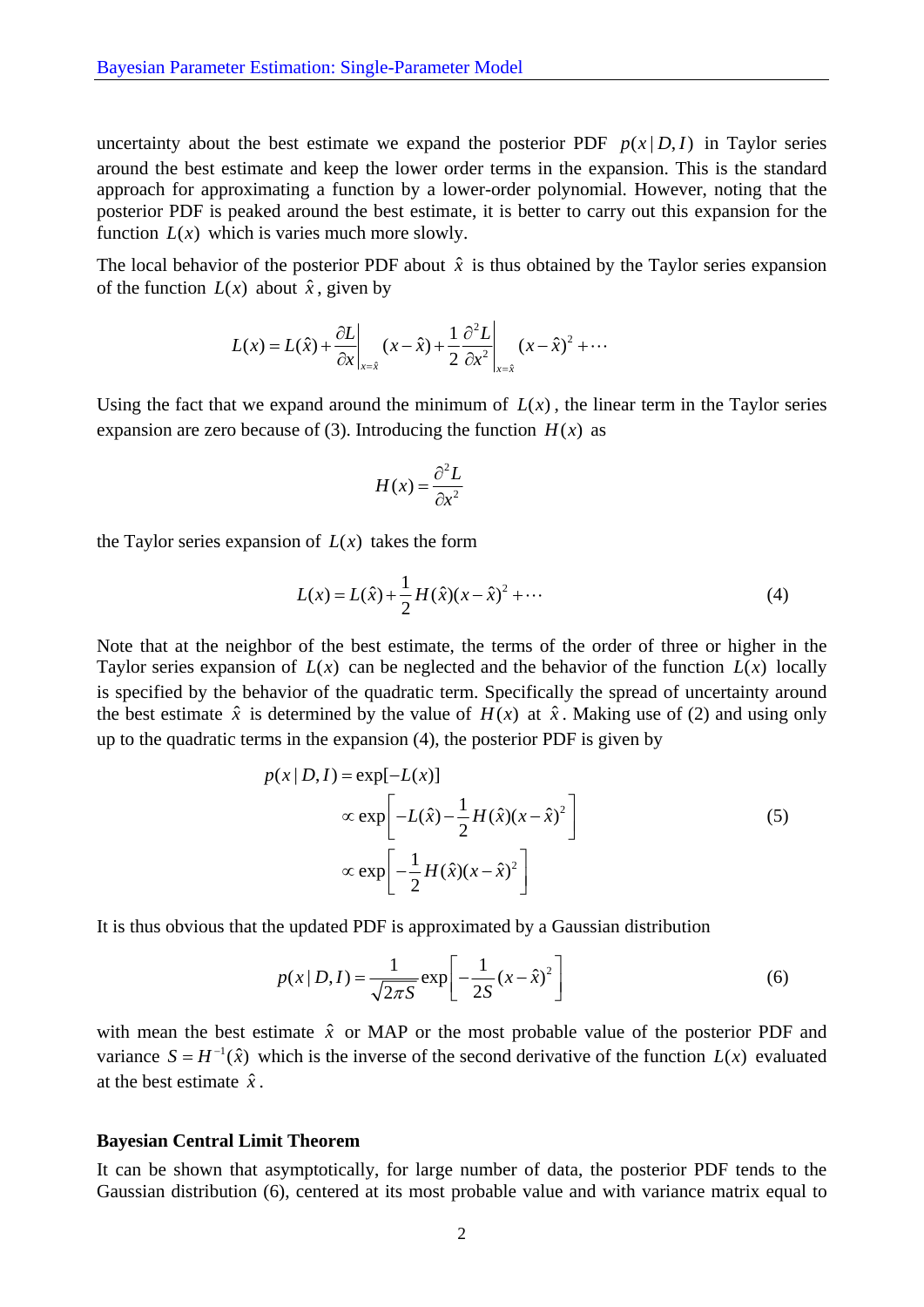uncertainty about the best estimate we expand the posterior PDF $p(x|D,I)$ in Taylor series around the best estimate and keep the lower order terms in the expansion. This is the standard approach for approximating a function by a lower-order polynomial. However, noting that the posterior PDF is peaked around the best estimate, it is better to carry out this expansion for the function $L(x)$ which is varies much more slowly.

The local behavior of the posterior PDF about $\hat{x}$ is thus obtained by the Taylor series expansion of the function $L(x)$ about $\hat{x}$, given by

$$L(x) = L(\hat{x}) + \left.\frac{\partial L}{\partial x}\right|_{x=\hat{x}} (x-\hat{x}) + \frac{1}{2}\left.\frac{\partial^2 L}{\partial x^2}\right|_{x=\hat{x}} (x-\hat{x})^2 + \cdots$$

Using the fact that we expand around the minimum of $L(x)$, the linear term in the Taylor series expansion are zero because of (3). Introducing the function $H(x)$ as

$$H(x) = \frac{\partial^2 L}{\partial x^2}$$

the Taylor series expansion of $L(x)$ takes the form

$$L(x) = L(\hat{x}) + \frac{1}{2} H(\hat{x})(x-\hat{x})^2 + \cdots \tag{4}$$

Note that at the neighbor of the best estimate, the terms of the order of three or higher in the Taylor series expansion of $L(x)$ can be neglected and the behavior of the function $L(x)$ locally is specified by the behavior of the quadratic term. Specifically the spread of uncertainty around the best estimate $\hat{x}$ is determined by the value of $H(x)$ at $\hat{x}$. Making use of (2) and using only up to the quadratic terms in the expansion (4), the posterior PDF is given by

$$\begin{aligned} p(x|D,I) &= \exp[-L(x)] \\ &\propto \exp\left[-L(\hat{x}) - \frac{1}{2}H(\hat{x})(x-\hat{x})^2\right] \\ &\propto \exp\left[-\frac{1}{2}H(\hat{x})(x-\hat{x})^2\right] \end{aligned} \tag{5}$$

It is thus obvious that the updated PDF is approximated by a Gaussian distribution

$$p(x|D,I) = \frac{1}{\sqrt{2\pi S}} \exp\left[-\frac{1}{2S}(x-\hat{x})^2\right] \tag{6}$$

with mean the best estimate $\hat{x}$ or MAP or the most probable value of the posterior PDF and variance $S = H^{-1}(\hat{x})$ which is the inverse of the second derivative of the function $L(x)$ evaluated at the best estimate $\hat{x}$.

**Bayesian Central Limit Theorem**

It can be shown that asymptotically, for large number of data, the posterior PDF tends to the Gaussian distribution (6), centered at its most probable value and with variance matrix equal to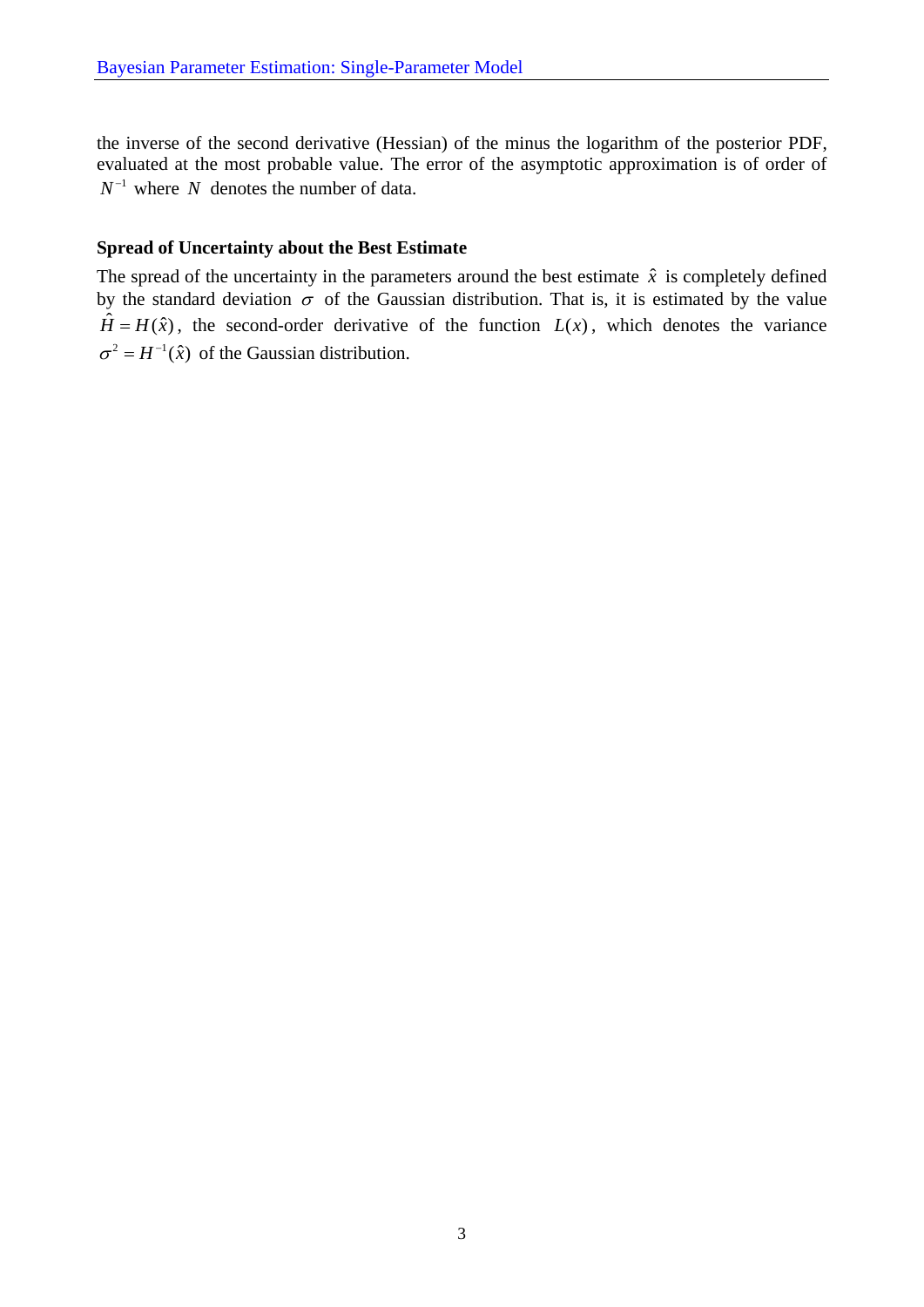the inverse of the second derivative (Hessian) of the minus the logarithm of the posterior PDF, evaluated at the most probable value. The error of the asymptotic approximation is of order of $N^{-1}$ where $N$ denotes the number of data.

**Spread of Uncertainty about the Best Estimate**

The spread of the uncertainty in the parameters around the best estimate $\hat{x}$ is completely defined by the standard deviation $\sigma$ of the Gaussian distribution. That is, it is estimated by the value $\hat{H} = H(\hat{x})$, the second-order derivative of the function $L(x)$, which denotes the variance $\sigma^2 = H^{-1}(\hat{x})$ of the Gaussian distribution.